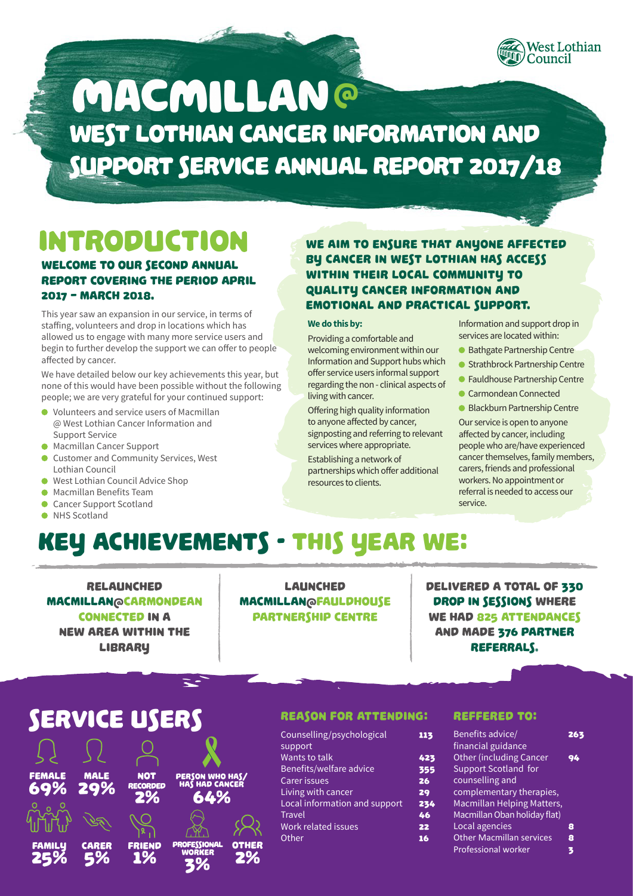West Lothian Council

# MACMILLAN@
## WEST LOTHIAN CANCER INFORMATION AND SUPPORT SERVICE ANNUAL REPORT 2017/18

## INTRODUCTION

### WELCOME TO OUR SECOND ANNUAL REPORT COVERING THE PERIOD APRIL 2017 – MARCH 2018.

This year saw an expansion in our service, in terms of staffing, volunteers and drop in locations which has allowed us to engage with many more service users and begin to further develop the support we can offer to people affected by cancer.

We have detailed below our key achievements this year, but none of this would have been possible without the following people; we are very grateful for your continued support:

- Volunteers and service users of Macmillan @ West Lothian Cancer Information and Support Service
- Macmillan Cancer Support
- Customer and Community Services, West Lothian Council
- West Lothian Council Advice Shop
- Macmillan Benefits Team
- Cancer Support Scotland
- NHS Scotland

### WE AIM TO ENSURE THAT ANYONE AFFECTED BY CANCER IN WEST LOTHIAN HAS ACCESS WITHIN THEIR LOCAL COMMUNITY TO QUALITY CANCER INFORMATION AND EMOTIONAL AND PRACTICAL SUPPORT.

**We do this by:**

Providing a comfortable and welcoming environment within our Information and Support hubs which offer service users informal support regarding the non - clinical aspects of living with cancer.

Offering high quality information to anyone affected by cancer, signposting and referring to relevant services where appropriate.

Establishing a network of partnerships which offer additional resources to clients.

Information and support drop in services are located within:

- Bathgate Partnership Centre
- Strathbrock Partnership Centre
- Fauldhouse Partnership Centre
- Carmondean Connected
- Blackburn Partnership Centre

Our service is open to anyone affected by cancer, including people who are/have experienced cancer themselves, family members, carers, friends and professional workers. No appointment or referral is needed to access our service.

## KEY ACHIEVEMENTS - THIS YEAR WE:

**RELAUNCHED MACMILLAN@CARMONDEAN CONNECTED IN A NEW AREA WITHIN THE LIBRARY**

**LAUNCHED MACMILLAN@FAULDHOUSE PARTNERSHIP CENTRE**

**DELIVERED A TOTAL OF 330 DROP IN SESSIONS WHERE WE HAD 825 ATTENDANCES AND MADE 376 PARTNER REFERRALS.**

## SERVICE USERS

- FEMALE 69%
- MALE 29%
- NOT RECORDED 2%
- PERSON WHO HAS/HAS HAD CANCER 64%
- FAMILY 25%
- CARER 5%
- FRIEND 1%
- PROFESSIONAL WORKER 3%
- OTHER 2%

### REASON FOR ATTENDING:

| Reason | Number |
| --- | --- |
| Counselling/psychological support | 113 |
| Wants to talk | 423 |
| Benefits/welfare advice | 355 |
| Carer issues | 26 |
| Living with cancer | 29 |
| Local information and support | 234 |
| Travel | 46 |
| Work related issues | 22 |
| Other | 16 |

### REFFERED TO:

| Referred to | Number |
| --- | --- |
| Benefits advice/ financial guidance | 263 |
| Other (including Cancer Support Scotland for counselling and complementary therapies, Macmillan Helping Matters, Macmillan Oban holiday flat) | 94 |
| Local agencies | 8 |
| Other Macmillan services | 8 |
| Professional worker | 3 |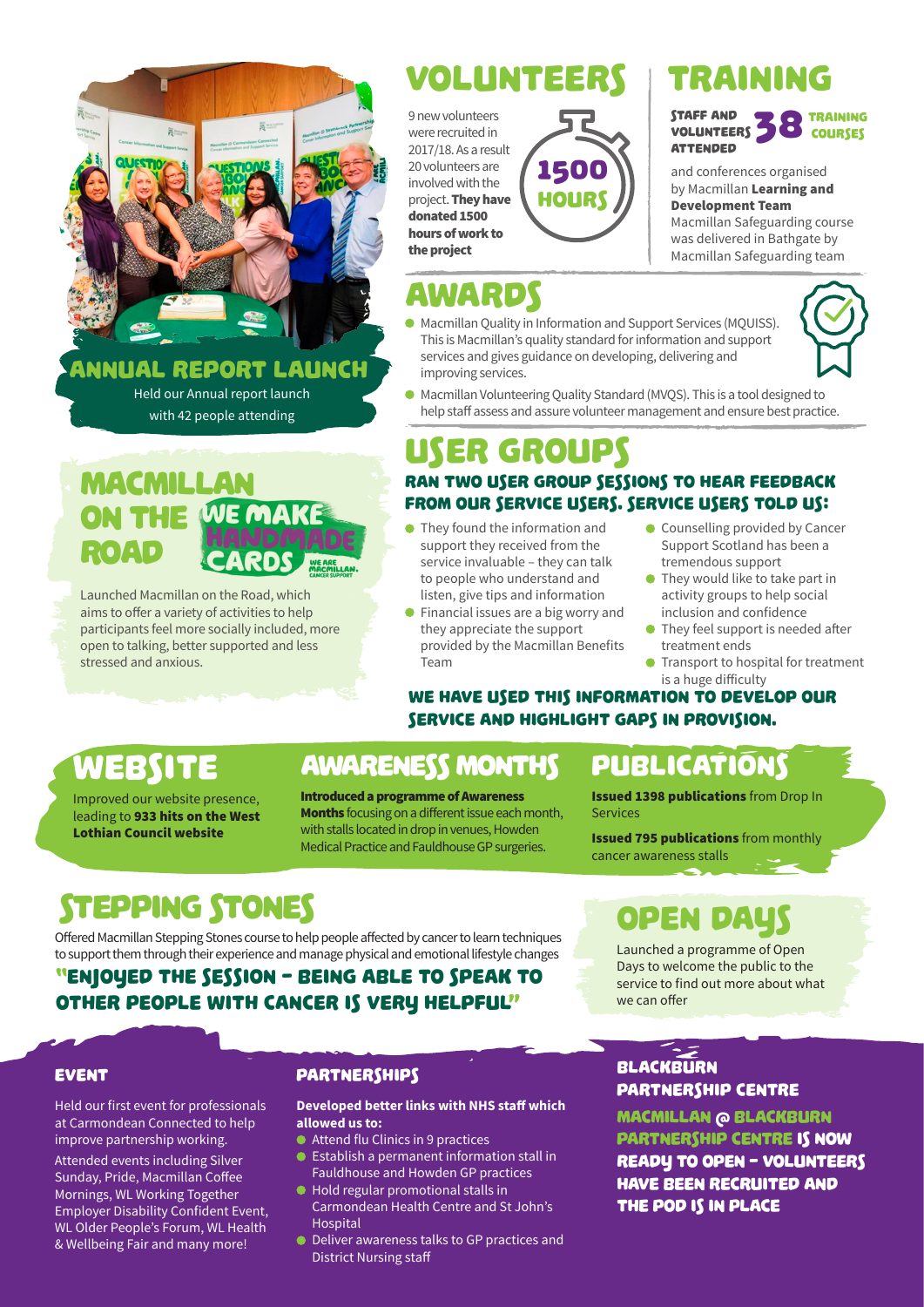## ANNUAL REPORT LAUNCH

Held our Annual report launch with 42 people attending

## VOLUNTEERS

9 new volunteers were recruited in 2017/18. As a result 20 volunteers are involved with the project. **They have donated 1500 hours of work to the project**

1500 HOURS

## TRAINING

STAFF AND VOLUNTEERS ATTENDED 38 TRAINING COURSES

and conferences organised by Macmillan **Learning and Development Team**

Macmillan Safeguarding course was delivered in Bathgate by Macmillan Safeguarding team

## AWARDS

- Macmillan Quality in Information and Support Services (MQUISS). This is Macmillan's quality standard for information and support services and gives guidance on developing, delivering and improving services.
- Macmillan Volunteering Quality Standard (MVQS). This is a tool designed to help staff assess and assure volunteer management and ensure best practice.

## MACMILLAN ON THE ROAD

WE MAKE HANDMADE CARDS

WE ARE MACMILLAN. CANCER SUPPORT

Launched Macmillan on the Road, which aims to offer a variety of activities to help participants feel more socially included, more open to talking, better supported and less stressed and anxious.

## USER GROUPS

### RAN TWO USER GROUP SESSIONS TO HEAR FEEDBACK FROM OUR SERVICE USERS. SERVICE USERS TOLD US:

- They found the information and support they received from the service invaluable – they can talk to people who understand and listen, give tips and information
- Financial issues are a big worry and they appreciate the support provided by the Macmillan Benefits Team
- Counselling provided by Cancer Support Scotland has been a tremendous support
- They would like to take part in activity groups to help social inclusion and confidence
- They feel support is needed after treatment ends
- Transport to hospital for treatment is a huge difficulty

### WE HAVE USED THIS INFORMATION TO DEVELOP OUR SERVICE AND HIGHLIGHT GAPS IN PROVISION.

## WEBSITE

Improved our website presence, leading to **933 hits on the West Lothian Council website**

## AWARENESS MONTHS

**Introduced a programme of Awareness Months** focusing on a different issue each month, with stalls located in drop in venues, Howden Medical Practice and Fauldhouse GP surgeries.

## PUBLICATIONS

**Issued 1398 publications** from Drop In Services

**Issued 795 publications** from monthly cancer awareness stalls

## STEPPING STONES

Offered Macmillan Stepping Stones course to help people affected by cancer to learn techniques to support them through their experience and manage physical and emotional lifestyle changes

### "ENJOYED THE SESSION - BEING ABLE TO SPEAK TO OTHER PEOPLE WITH CANCER IS VERY HELPFUL"

## OPEN DAYS

Launched a programme of Open Days to welcome the public to the service to find out more about what we can offer

### EVENT

Held our first event for professionals at Carmondean Connected to help improve partnership working.

Attended events including Silver Sunday, Pride, Macmillan Coffee Mornings, WL Working Together Employer Disability Confident Event, WL Older People's Forum, WL Health & Wellbeing Fair and many more!

### PARTNERSHIPS

**Developed better links with NHS staff which allowed us to:**

- Attend flu Clinics in 9 practices
- Establish a permanent information stall in Fauldhouse and Howden GP practices
- Hold regular promotional stalls in Carmondean Health Centre and St John's Hospital
- Deliver awareness talks to GP practices and District Nursing staff

### BLACKBURN PARTNERSHIP CENTRE

MACMILLAN @ BLACKBURN PARTNERSHIP CENTRE IS NOW READY TO OPEN - VOLUNTEERS HAVE BEEN RECRUITED AND THE POD IS IN PLACE